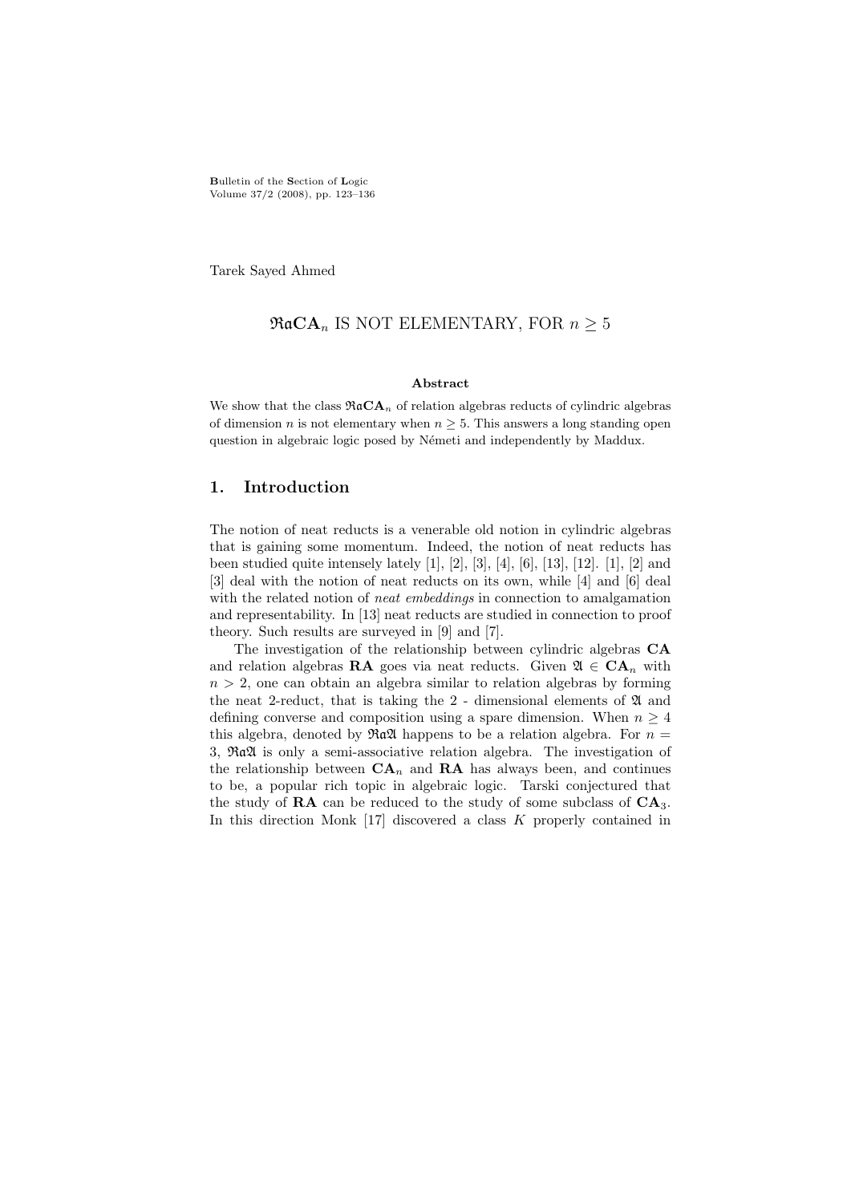Tarek Sayed Ahmed

# $\mathfrak{Ra}\mathbf{CA}_n$ IS NOT ELEMENTARY, FOR $n \geq 5$

### Abstract

We show that the class $\mathfrak{Ra}\mathbf{CA}_n$ of relation algebras reducts of cylindric algebras of dimension $n$ is not elementary when $n \geq 5$. This answers a long standing open question in algebraic logic posed by Németi and independently by Maddux.

## 1. Introduction

The notion of neat reducts is a venerable old notion in cylindric algebras that is gaining some momentum. Indeed, the notion of neat reducts has been studied quite intensely lately [1], [2], [3], [4], [6], [13], [12]. [1], [2] and [3] deal with the notion of neat reducts on its own, while [4] and [6] deal with the related notion of *neat embeddings* in connection to amalgamation and representability. In [13] neat reducts are studied in connection to proof theory. Such results are surveyed in [9] and [7].

The investigation of the relationship between cylindric algebras **CA** and relation algebras **RA** goes via neat reducts. Given $\mathfrak{A} \in \mathbf{CA}_n$ with $n > 2$, one can obtain an algebra similar to relation algebras by forming the neat 2-reduct, that is taking the 2 - dimensional elements of $\mathfrak{A}$ and defining converse and composition using a spare dimension. When $n \geq 4$ this algebra, denoted by $\mathfrak{Ra}\mathfrak{A}$ happens to be a relation algebra. For $n = 3$, $\mathfrak{Ra}\mathfrak{A}$ is only a semi-associative relation algebra. The investigation of the relationship between $\mathbf{CA}_n$ and **RA** has always been, and continues to be, a popular rich topic in algebraic logic. Tarski conjectured that the study of **RA** can be reduced to the study of some subclass of $\mathbf{CA}_3$. In this direction Monk [17] discovered a class $K$ properly contained in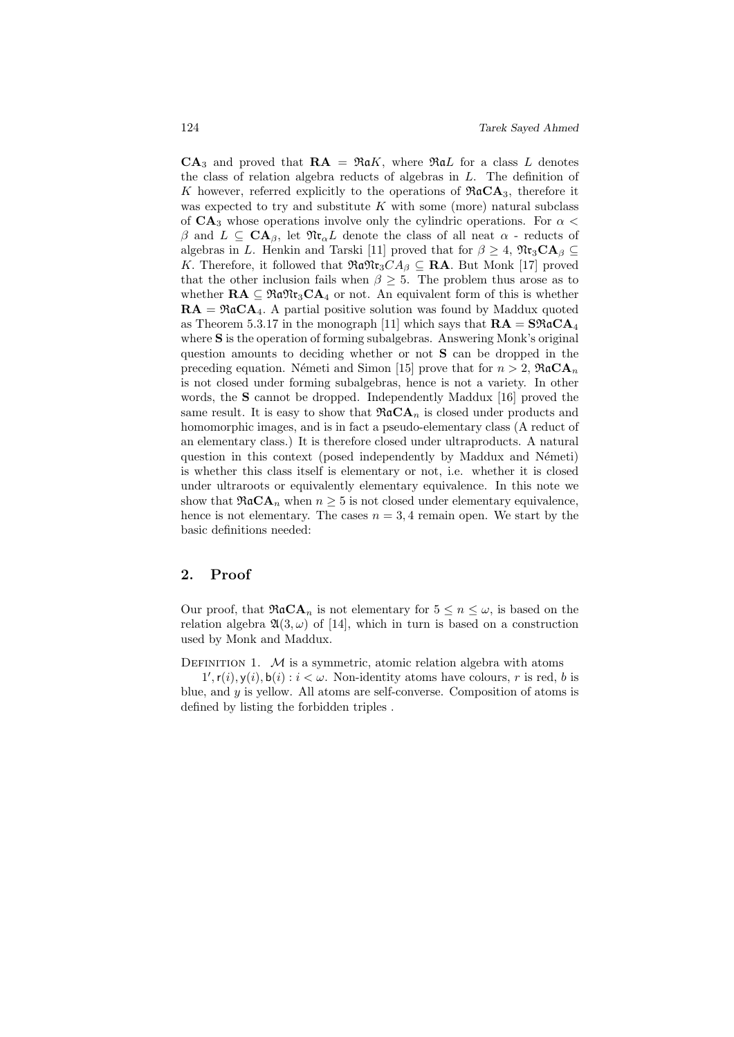$\mathbf{CA}_3$ and proved that $\mathbf{RA} = \mathfrak{Ra}K$, where $\mathfrak{Ra}L$ for a class $L$ denotes the class of relation algebra reducts of algebras in $L$. The definition of $K$ however, referred explicitly to the operations of $\mathfrak{Ra}\mathbf{CA}_3$, therefore it was expected to try and substitute $K$ with some (more) natural subclass of $\mathbf{CA}_3$ whose operations involve only the cylindric operations. For $\alpha < \beta$ and $L \subseteq \mathbf{CA}_\beta$, let $\mathfrak{Nr}_\alpha L$ denote the class of all neat $\alpha$ - reducts of algebras in $L$. Henkin and Tarski [11] proved that for $\beta \geq 4$, $\mathfrak{Nr}_3\mathbf{CA}_\beta \subseteq K$. Therefore, it followed that $\mathfrak{Ra}\mathfrak{Nr}_3CA_\beta \subseteq \mathbf{RA}$. But Monk [17] proved that the other inclusion fails when $\beta \geq 5$. The problem thus arose as to whether $\mathbf{RA} \subseteq \mathfrak{Ra}\mathfrak{Nr}_3\mathbf{CA}_4$ or not. An equivalent form of this is whether $\mathbf{RA} = \mathfrak{Ra}\mathbf{CA}_4$. A partial positive solution was found by Maddux quoted as Theorem 5.3.17 in the monograph [11] which says that $\mathbf{RA} = \mathbf{S}\mathfrak{Ra}\mathbf{CA}_4$ where $\mathbf{S}$ is the operation of forming subalgebras. Answering Monk's original question amounts to deciding whether or not $\mathbf{S}$ can be dropped in the preceding equation. Németi and Simon [15] prove that for $n > 2$, $\mathfrak{Ra}\mathbf{CA}_n$ is not closed under forming subalgebras, hence is not a variety. In other words, the $\mathbf{S}$ cannot be dropped. Independently Maddux [16] proved the same result. It is easy to show that $\mathfrak{Ra}\mathbf{CA}_n$ is closed under products and homomorphic images, and is in fact a pseudo-elementary class (A reduct of an elementary class.) It is therefore closed under ultraproducts. A natural question in this context (posed independently by Maddux and Németi) is whether this class itself is elementary or not, i.e. whether it is closed under ultraroots or equivalently elementary equivalence. In this note we show that $\mathfrak{Ra}\mathbf{CA}_n$ when $n \geq 5$ is not closed under elementary equivalence, hence is not elementary. The cases $n = 3, 4$ remain open. We start by the basic definitions needed:

## 2. Proof

Our proof, that $\mathfrak{Ra}\mathbf{CA}_n$ is not elementary for $5 \leq n \leq \omega$, is based on the relation algebra $\mathfrak{A}(3, \omega)$ of [14], which in turn is based on a construction used by Monk and Maddux.

Definition 1. $\mathcal{M}$ is a symmetric, atomic relation algebra with atoms

$1', \mathsf{r}(i), \mathsf{y}(i), \mathsf{b}(i) : i < \omega$. Non-identity atoms have colours, $r$ is red, $b$ is blue, and $y$ is yellow. All atoms are self-converse. Composition of atoms is defined by listing the forbidden triples .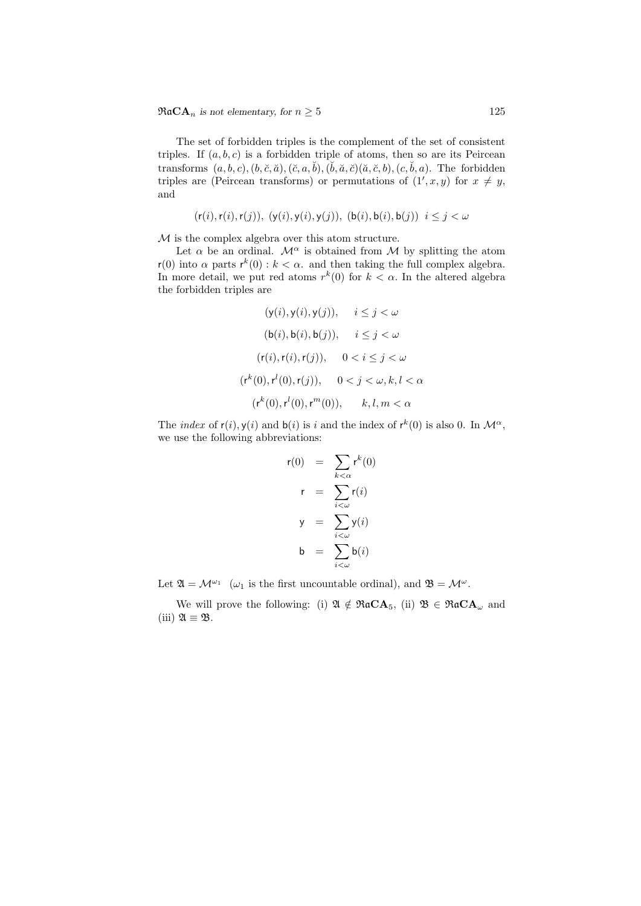The set of forbidden triples is the complement of the set of consistent triples. If $(a, b, c)$ is a forbidden triple of atoms, then so are its Peircean transforms $(a, b, c), (b, \breve{c}, \breve{a}), (\breve{c}, a, \breve{b}), (\breve{b}, \breve{a}, \breve{c})(\breve{a}, \breve{c}, b), (c, \breve{b}, a)$. The forbidden triples are (Peircean transforms) or permutations of $(1', x, y)$ for $x \neq y$, and

$$(\mathsf{r}(i), \mathsf{r}(i), \mathsf{r}(j)),\ (\mathsf{y}(i), \mathsf{y}(i), \mathsf{y}(j)),\ (\mathsf{b}(i), \mathsf{b}(i), \mathsf{b}(j))\ \ i \leq j < \omega$$

$\mathcal{M}$ is the complex algebra over this atom structure.

Let $\alpha$ be an ordinal. $\mathcal{M}^\alpha$ is obtained from $\mathcal{M}$ by splitting the atom $\mathsf{r}(0)$ into $\alpha$ parts $\mathsf{r}^k(0) : k < \alpha$. and then taking the full complex algebra. In more detail, we put red atoms $r^k(0)$ for $k < \alpha$. In the altered algebra the forbidden triples are

$$\begin{aligned}
&(\mathsf{y}(i), \mathsf{y}(i), \mathsf{y}(j)), \quad i \leq j < \omega \\
&(\mathsf{b}(i), \mathsf{b}(i), \mathsf{b}(j)), \quad i \leq j < \omega \\
&(\mathsf{r}(i), \mathsf{r}(i), \mathsf{r}(j)), \quad 0 < i \leq j < \omega \\
&(\mathsf{r}^k(0), \mathsf{r}^l(0), \mathsf{r}(j)), \quad 0 < j < \omega, k, l < \alpha \\
&(\mathsf{r}^k(0), \mathsf{r}^l(0), \mathsf{r}^m(0)), \quad k, l, m < \alpha
\end{aligned}$$

The *index* of $\mathsf{r}(i), \mathsf{y}(i)$ and $\mathsf{b}(i)$ is $i$ and the index of $\mathsf{r}^k(0)$ is also 0. In $\mathcal{M}^\alpha$, we use the following abbreviations:

$$\begin{aligned}
\mathsf{r}(0) &= \sum_{k<\alpha} \mathsf{r}^k(0) \\
\mathsf{r} &= \sum_{i<\omega} \mathsf{r}(i) \\
\mathsf{y} &= \sum_{i<\omega} \mathsf{y}(i) \\
\mathsf{b} &= \sum_{i<\omega} \mathsf{b}(i)
\end{aligned}$$

Let $\mathfrak{A} = \mathcal{M}^{\omega_1}$ ($\omega_1$ is the first uncountable ordinal), and $\mathfrak{B} = \mathcal{M}^\omega$.

We will prove the following: (i) $\mathfrak{A} \notin \mathfrak{Ra}\mathbf{CA}_5$, (ii) $\mathfrak{B} \in \mathfrak{Ra}\mathbf{CA}_\omega$ and (iii) $\mathfrak{A} \equiv \mathfrak{B}$.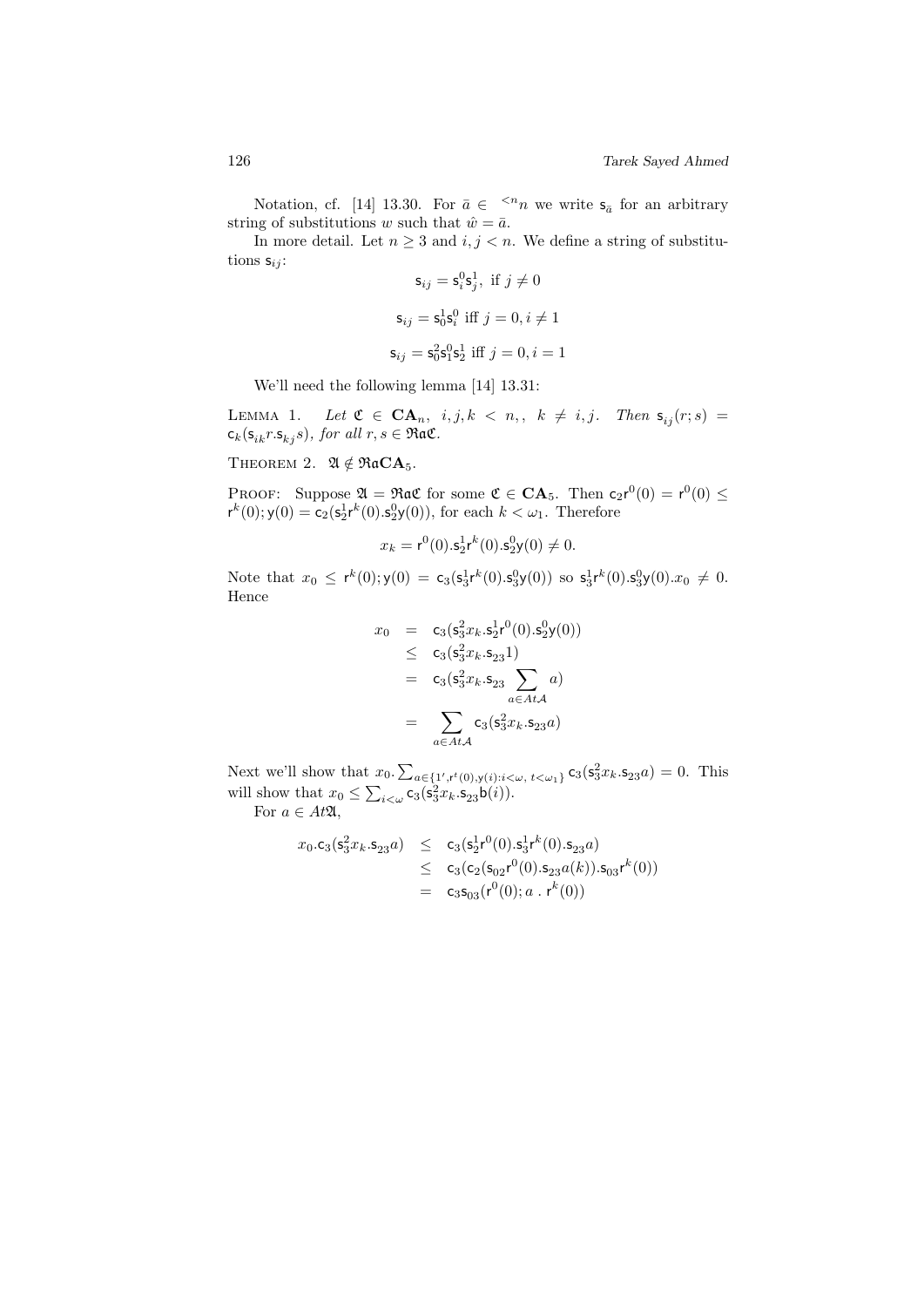Notation, cf. [14] 13.30. For $\bar{a} \in {}^{<n}n$ we write $\mathsf{s}_{\bar{a}}$ for an arbitrary string of substitutions $w$ such that $\hat{w} = \bar{a}$.

In more detail. Let $n \geq 3$ and $i, j < n$. We define a string of substitutions $\mathsf{s}_{ij}$:

$$\mathsf{s}_{ij} = \mathsf{s}_i^0 \mathsf{s}_j^1, \text{ if } j \neq 0$$

$$\mathsf{s}_{ij} = \mathsf{s}_0^1 \mathsf{s}_i^0 \text{ iff } j = 0, i \neq 1$$

$$\mathsf{s}_{ij} = \mathsf{s}_0^2 \mathsf{s}_1^0 \mathsf{s}_2^1 \text{ iff } j = 0, i = 1$$

We'll need the following lemma [14] 13.31:

Lemma 1. *Let $\mathfrak{C} \in \mathbf{CA}_n$, $i, j, k < n,$, $k \neq i, j$. Then $\mathsf{s}_{ij}(r; s) = \mathsf{c}_k(\mathsf{s}_{ik} r . \mathsf{s}_{kj} s)$, for all $r, s \in \mathfrak{RaC}$.*

Theorem 2. $\mathfrak{A} \notin \mathfrak{Ra}\mathbf{CA}_5$.

Proof: Suppose $\mathfrak{A} = \mathfrak{RaC}$ for some $\mathfrak{C} \in \mathbf{CA}_5$. Then $\mathsf{c}_2 \mathsf{r}^0(0) = \mathsf{r}^0(0) \leq \mathsf{r}^k(0); \mathsf{y}(0) = \mathsf{c}_2(\mathsf{s}_2^1 \mathsf{r}^k(0).\mathsf{s}_2^0 \mathsf{y}(0))$, for each $k < \omega_1$. Therefore

$$x_k = \mathsf{r}^0(0).\mathsf{s}_2^1 \mathsf{r}^k(0).\mathsf{s}_2^0 \mathsf{y}(0) \neq 0.$$

Note that $x_0 \leq \mathsf{r}^k(0); \mathsf{y}(0) = \mathsf{c}_3(\mathsf{s}_3^1 \mathsf{r}^k(0).\mathsf{s}_3^0 \mathsf{y}(0))$ so $\mathsf{s}_3^1 \mathsf{r}^k(0).\mathsf{s}_3^0 \mathsf{y}(0).x_0 \neq 0$. Hence

$$\begin{aligned} x_0 &= \mathsf{c}_3(\mathsf{s}_3^2 x_k.\mathsf{s}_2^1 \mathsf{r}^0(0).\mathsf{s}_2^0 \mathsf{y}(0)) \\ &\leq \mathsf{c}_3(\mathsf{s}_3^2 x_k.\mathsf{s}_{23} 1) \\ &= \mathsf{c}_3(\mathsf{s}_3^2 x_k.\mathsf{s}_{23} \sum_{a \in At\mathcal{A}} a) \\ &= \sum_{a \in At\mathcal{A}} \mathsf{c}_3(\mathsf{s}_3^2 x_k.\mathsf{s}_{23} a) \end{aligned}$$

Next we'll show that $x_0.\sum_{a \in \{1', \mathsf{r}^t(0), \mathsf{y}(i): i < \omega,\ t < \omega_1\}} \mathsf{c}_3(\mathsf{s}_3^2 x_k.\mathsf{s}_{23} a) = 0$. This will show that $x_0 \leq \sum_{i<\omega} \mathsf{c}_3(\mathsf{s}_3^2 x_k.\mathsf{s}_{23} \mathsf{b}(i))$.

For $a \in At\mathfrak{A}$,

$$\begin{aligned} x_0.\mathsf{c}_3(\mathsf{s}_3^2 x_k.\mathsf{s}_{23} a) &\leq \mathsf{c}_3(\mathsf{s}_2^1 \mathsf{r}^0(0).\mathsf{s}_3^1 \mathsf{r}^k(0).\mathsf{s}_{23} a) \\ &\leq \mathsf{c}_3(\mathsf{c}_2(\mathsf{s}_{02} \mathsf{r}^0(0).\mathsf{s}_{23} a(k)).\mathsf{s}_{03} \mathsf{r}^k(0)) \\ &= \mathsf{c}_3 \mathsf{s}_{03}(\mathsf{r}^0(0); a\ .\ \mathsf{r}^k(0)) \end{aligned}$$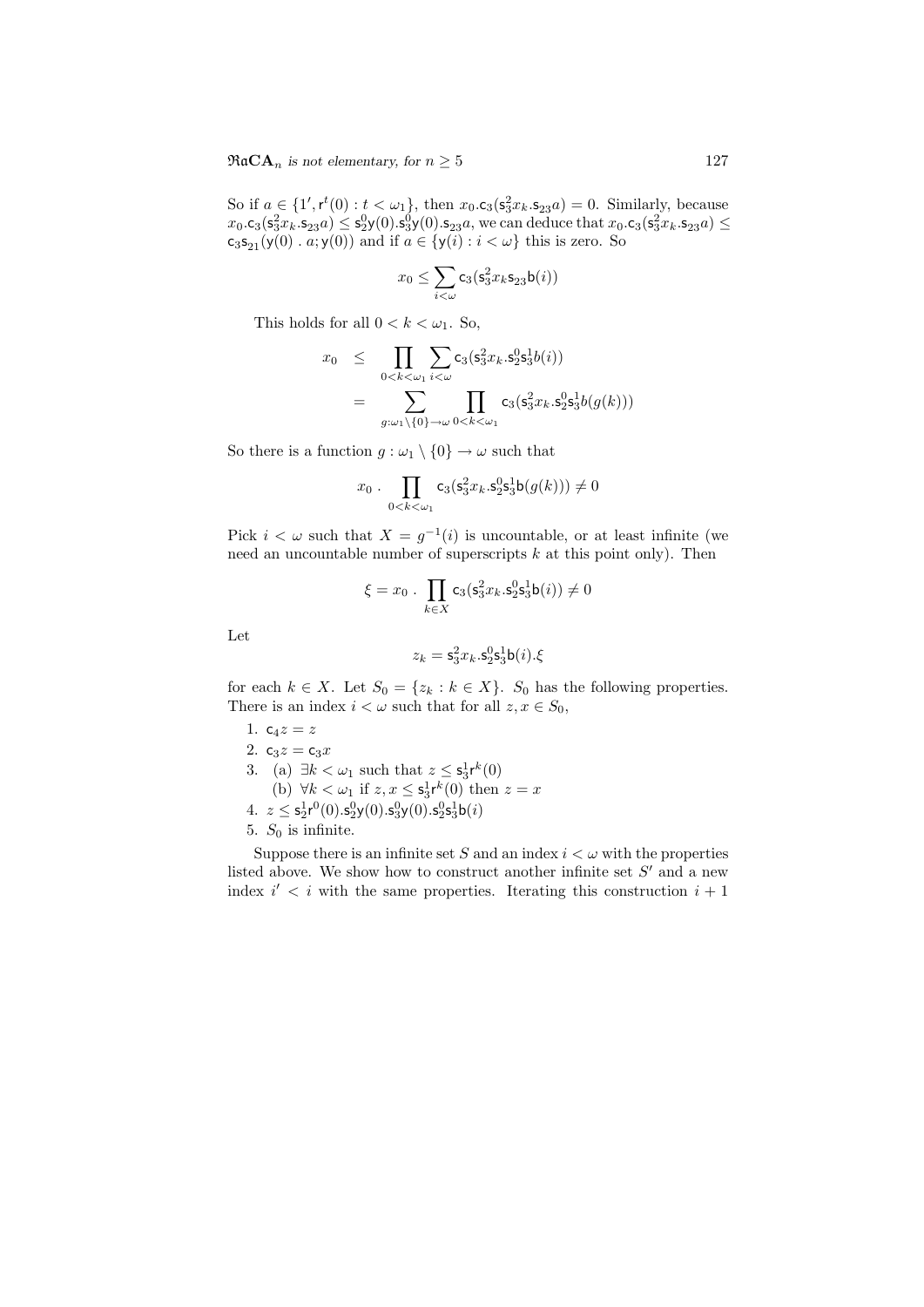So if $a \in \{1', \mathsf{r}^t(0) : t < \omega_1\}$, then $x_0.\mathsf{c}_3(\mathsf{s}^2_3 x_k.\mathsf{s}_{23} a) = 0$. Similarly, because $x_0.\mathsf{c}_3(\mathsf{s}^2_3 x_k.\mathsf{s}_{23} a) \leq \mathsf{s}^0_2\mathsf{y}(0).\mathsf{s}^0_3\mathsf{y}(0).\mathsf{s}_{23} a$, we can deduce that $x_0.\mathsf{c}_3(\mathsf{s}^2_3 x_k.\mathsf{s}_{23} a) \leq \mathsf{c}_3\mathsf{s}_{21}(\mathsf{y}(0)\ .\ a; \mathsf{y}(0))$ and if $a \in \{\mathsf{y}(i) : i < \omega\}$ this is zero. So

$$x_0 \leq \sum_{i<\omega} \mathsf{c}_3(\mathsf{s}^2_3 x_k \mathsf{s}_{23}\mathsf{b}(i))$$

This holds for all $0 < k < \omega_1$. So,

$$\begin{aligned} x_0 &\leq \prod_{0<k<\omega_1} \sum_{i<\omega} \mathsf{c}_3(\mathsf{s}^2_3 x_k.\mathsf{s}^0_2\mathsf{s}^1_3 b(i)) \\ &= \sum_{g:\omega_1\setminus\{0\}\to\omega} \prod_{0<k<\omega_1} \mathsf{c}_3(\mathsf{s}^2_3 x_k.\mathsf{s}^0_2\mathsf{s}^1_3 b(g(k))) \end{aligned}$$

So there is a function $g : \omega_1 \setminus \{0\} \to \omega$ such that

$$x_0\ .\ \prod_{0<k<\omega_1} \mathsf{c}_3(\mathsf{s}^2_3 x_k.\mathsf{s}^0_2\mathsf{s}^1_3\mathsf{b}(g(k))) \neq 0$$

Pick $i < \omega$ such that $X = g^{-1}(i)$ is uncountable, or at least infinite (we need an uncountable number of superscripts $k$ at this point only). Then

$$\xi = x_0\ .\ \prod_{k\in X} \mathsf{c}_3(\mathsf{s}^2_3 x_k.\mathsf{s}^0_2\mathsf{s}^1_3\mathsf{b}(i)) \neq 0$$

Let

$$z_k = \mathsf{s}^2_3 x_k.\mathsf{s}^0_2\mathsf{s}^1_3\mathsf{b}(i).\xi$$

for each $k \in X$. Let $S_0 = \{z_k : k \in X\}$. $S_0$ has the following properties. There is an index $i < \omega$ such that for all $z, x \in S_0$,

1. $\mathsf{c}_4 z = z$
2. $\mathsf{c}_3 z = \mathsf{c}_3 x$
3. (a) $\exists k < \omega_1$ such that $z \leq \mathsf{s}^1_3\mathsf{r}^k(0)$
   (b) $\forall k < \omega_1$ if $z, x \leq \mathsf{s}^1_3\mathsf{r}^k(0)$ then $z = x$
4. $z \leq \mathsf{s}^1_2\mathsf{r}^0(0).\mathsf{s}^0_2\mathsf{y}(0).\mathsf{s}^0_3\mathsf{y}(0).\mathsf{s}^0_2\mathsf{s}^1_3\mathsf{b}(i)$
5. $S_0$ is infinite.

Suppose there is an infinite set $S$ and an index $i < \omega$ with the properties listed above. We show how to construct another infinite set $S'$ and a new index $i' < i$ with the same properties. Iterating this construction $i + 1$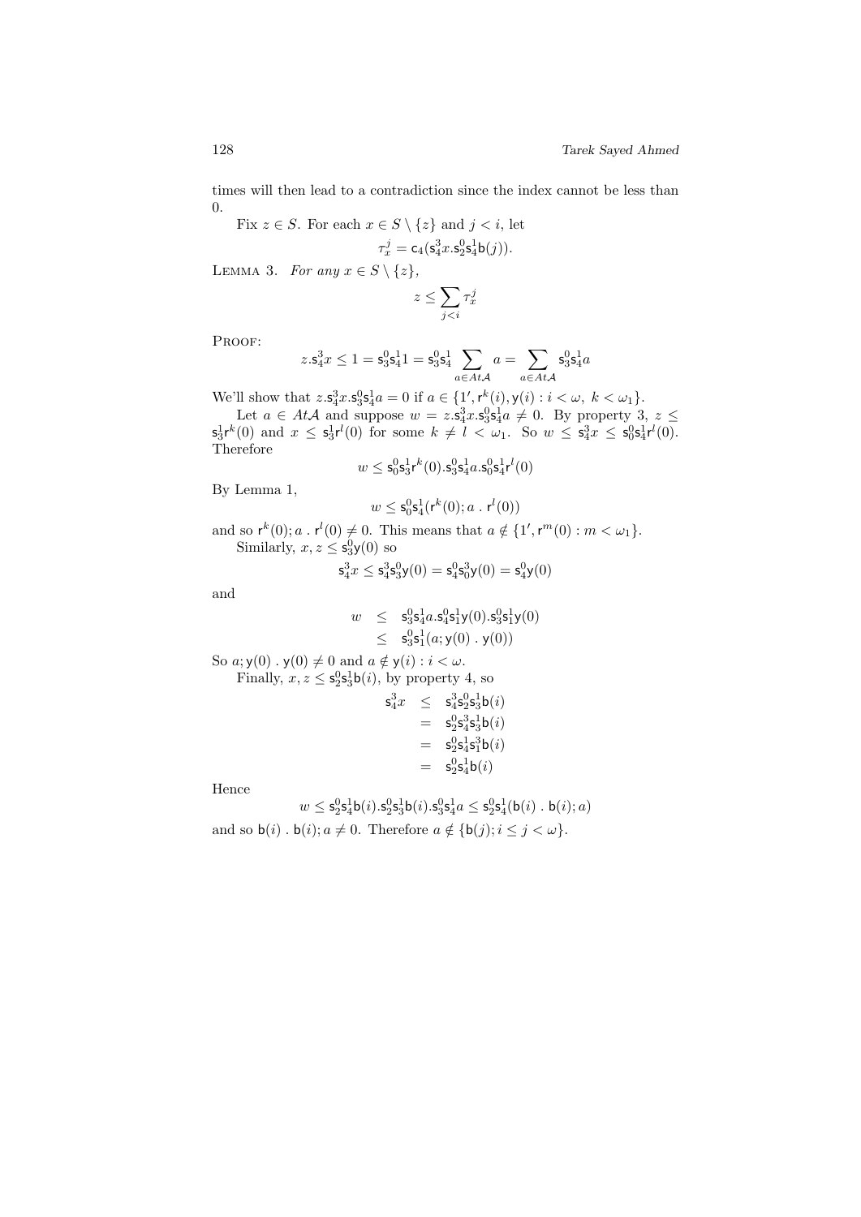times will then lead to a contradiction since the index cannot be less than 0.

Fix $z \in S$. For each $x \in S \setminus \{z\}$ and $j < i$, let

$$\tau_x^j = \mathsf{c}_4(\mathsf{s}_4^3 x.\mathsf{s}_2^0\mathsf{s}_4^1\mathsf{b}(j)).$$

LEMMA 3. *For any $x \in S \setminus \{z\}$,*

$$z \leq \sum_{j<i} \tau_x^j$$

PROOF:

$$z.\mathsf{s}_4^3 x \leq 1 = \mathsf{s}_3^0\mathsf{s}_4^1 1 = \mathsf{s}_3^0\mathsf{s}_4^1 \sum_{a \in At\mathcal{A}} a = \sum_{a \in At\mathcal{A}} \mathsf{s}_3^0\mathsf{s}_4^1 a$$

We'll show that $z.\mathsf{s}_4^3 x.\mathsf{s}_3^0\mathsf{s}_4^1 a = 0$ if $a \in \{1', \mathsf{r}^k(i), \mathsf{y}(i) : i < \omega,\ k < \omega_1\}$.

Let $a \in At\mathcal{A}$ and suppose $w = z.\mathsf{s}_4^3 x.\mathsf{s}_3^0\mathsf{s}_4^1 a \neq 0$. By property 3, $z \leq \mathsf{s}_3^1\mathsf{r}^k(0)$ and $x \leq \mathsf{s}_3^1\mathsf{r}^l(0)$ for some $k \neq l < \omega_1$. So $w \leq \mathsf{s}_4^3 x \leq \mathsf{s}_0^0\mathsf{s}_4^1\mathsf{r}^l(0)$. Therefore

$$w \leq \mathsf{s}_0^0\mathsf{s}_3^1\mathsf{r}^k(0).\mathsf{s}_3^0\mathsf{s}_4^1 a.\mathsf{s}_0^0\mathsf{s}_4^1\mathsf{r}^l(0)$$

By Lemma 1,

$$w \leq \mathsf{s}_0^0\mathsf{s}_4^1(\mathsf{r}^k(0); a\ .\ \mathsf{r}^l(0))$$

and so $\mathsf{r}^k(0); a\ .\ \mathsf{r}^l(0) \neq 0$. This means that $a \notin \{1', \mathsf{r}^m(0) : m < \omega_1\}$.

Similarly, $x, z \leq \mathsf{s}_3^0\mathsf{y}(0)$ so

$$\mathsf{s}_4^3 x \leq \mathsf{s}_4^3\mathsf{s}_3^0\mathsf{y}(0) = \mathsf{s}_4^0\mathsf{s}_0^3\mathsf{y}(0) = \mathsf{s}_4^0\mathsf{y}(0)$$

and

$$\begin{aligned} w &\leq \mathsf{s}_3^0\mathsf{s}_4^1 a.\mathsf{s}_4^0\mathsf{s}_1^1\mathsf{y}(0).\mathsf{s}_3^0\mathsf{s}_1^1\mathsf{y}(0) \\ &\leq \mathsf{s}_3^0\mathsf{s}_1^1(a; \mathsf{y}(0)\ .\ \mathsf{y}(0)) \end{aligned}$$

So $a; \mathsf{y}(0)\ .\ \mathsf{y}(0) \neq 0$ and $a \notin \mathsf{y}(i) : i < \omega$.

Finally, $x, z \leq \mathsf{s}_2^0\mathsf{s}_3^1\mathsf{b}(i)$, by property 4, so

$$\begin{aligned} \mathsf{s}_4^3 x &\leq \mathsf{s}_4^3\mathsf{s}_2^0\mathsf{s}_3^1\mathsf{b}(i) \\ &= \mathsf{s}_2^0\mathsf{s}_4^3\mathsf{s}_3^1\mathsf{b}(i) \\ &= \mathsf{s}_2^0\mathsf{s}_4^1\mathsf{s}_1^3\mathsf{b}(i) \\ &= \mathsf{s}_2^0\mathsf{s}_4^1\mathsf{b}(i) \end{aligned}$$

Hence

$$w \leq \mathsf{s}_2^0\mathsf{s}_4^1\mathsf{b}(i).\mathsf{s}_2^0\mathsf{s}_3^1\mathsf{b}(i).\mathsf{s}_3^0\mathsf{s}_4^1 a \leq \mathsf{s}_2^0\mathsf{s}_4^1(\mathsf{b}(i)\ .\ \mathsf{b}(i); a)$$

and so $\mathsf{b}(i)\ .\ \mathsf{b}(i); a \neq 0$. Therefore $a \notin \{\mathsf{b}(j); i \leq j < \omega\}$.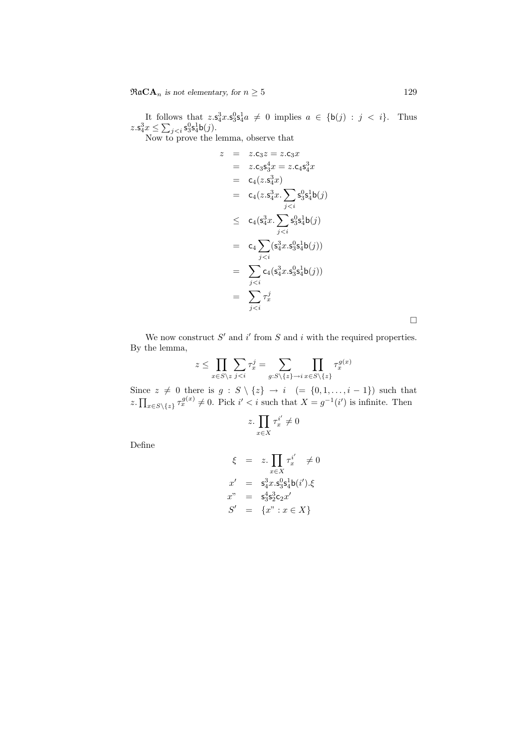It follows that $z.\mathsf{s}_4^3 x.\mathsf{s}_3^0\mathsf{s}_4^1 a \neq 0$ implies $a \in \{\mathsf{b}(j) : j < i\}$. Thus $z.\mathsf{s}_4^3 x \leq \sum_{j<i} \mathsf{s}_3^0\mathsf{s}_4^1\mathsf{b}(j)$.

Now to prove the lemma, observe that

$$
\begin{aligned}
z &= z.\mathsf{c}_3 z = z.\mathsf{c}_3 x \\
&= z.\mathsf{c}_3\mathsf{s}_3^4 x = z.\mathsf{c}_4\mathsf{s}_4^3 x \\
&= \mathsf{c}_4(z.\mathsf{s}_4^3 x) \\
&= \mathsf{c}_4(z.\mathsf{s}_4^3 x. \sum_{j<i} \mathsf{s}_3^0\mathsf{s}_4^1\mathsf{b}(j) \\
&\leq \mathsf{c}_4(\mathsf{s}_4^3 x. \sum_{j<i} \mathsf{s}_3^0\mathsf{s}_4^1\mathsf{b}(j) \\
&= \mathsf{c}_4 \sum_{j<i} (\mathsf{s}_4^3 x.\mathsf{s}_3^0\mathsf{s}_4^1\mathsf{b}(j)) \\
&= \sum_{j<i} \mathsf{c}_4(\mathsf{s}_4^3 x.\mathsf{s}_3^0\mathsf{s}_4^1\mathsf{b}(j)) \\
&= \sum_{j<i} \tau_x^j
\end{aligned}
$$

□

We now construct $S'$ and $i'$ from $S$ and $i$ with the required properties. By the lemma,

$$z \leq \prod_{x \in S \setminus z} \sum_{j<i} \tau_x^j = \sum_{g : S\setminus\{z\} \to i} \prod_{x \in S\setminus\{z\}} \tau_x^{g(x)}$$

Since $z \neq 0$ there is $g : S \setminus \{z\} \to i \quad (= \{0, 1, \ldots, i-1\})$ such that $z. \prod_{x \in S\setminus\{z\}} \tau_x^{g(x)} \neq 0$. Pick $i' < i$ such that $X = g^{-1}(i')$ is infinite. Then

$$z. \prod_{x \in X} \tau_x^{i'} \neq 0$$

Define

$$
\begin{aligned}
\xi &= z. \prod_{x \in X} \tau_x^{i'} \quad \neq 0 \\
x' &= \mathsf{s}_4^3 x.\mathsf{s}_3^0\mathsf{s}_4^1\mathsf{b}(i').\xi \\
x" &= \mathsf{s}_3^4\mathsf{s}_2^3\mathsf{c}_2 x' \\
S' &= \{x" : x \in X\}
\end{aligned}
$$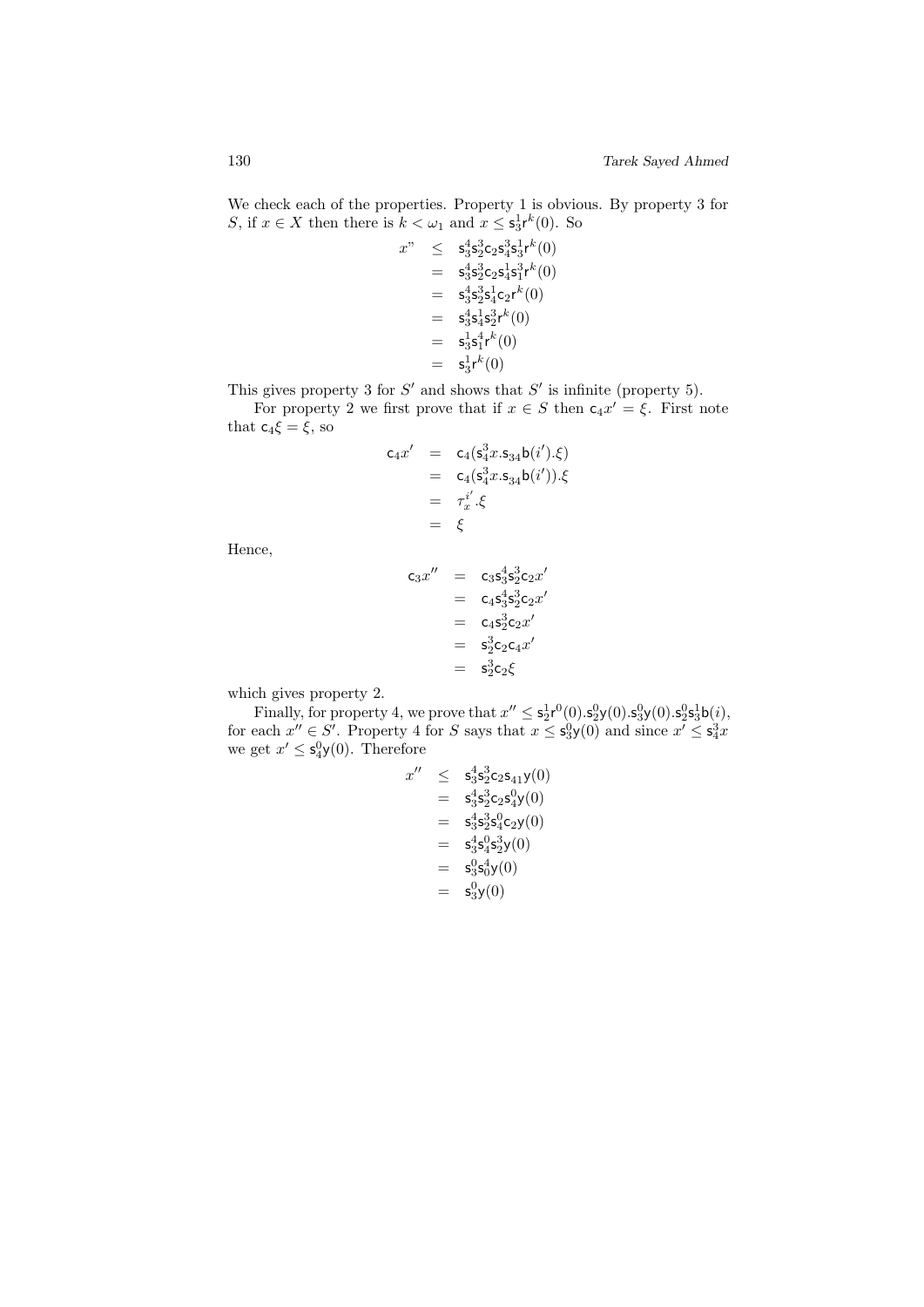We check each of the properties. Property 1 is obvious. By property 3 for $S$, if $x \in X$ then there is $k < \omega_1$ and $x \leq \mathsf{s}_3^1\mathsf{r}^k(0)$. So

$$
\begin{aligned}
x" &\leq \mathsf{s}_3^4\mathsf{s}_2^3\mathsf{c}_2\mathsf{s}_4^3\mathsf{s}_3^1\mathsf{r}^k(0)\\
&= \mathsf{s}_3^4\mathsf{s}_2^3\mathsf{c}_2\mathsf{s}_4^1\mathsf{s}_1^3\mathsf{r}^k(0)\\
&= \mathsf{s}_3^4\mathsf{s}_2^3\mathsf{s}_4^1\mathsf{c}_2\mathsf{r}^k(0)\\
&= \mathsf{s}_3^4\mathsf{s}_4^1\mathsf{s}_2^3\mathsf{r}^k(0)\\
&= \mathsf{s}_3^1\mathsf{s}_1^4\mathsf{r}^k(0)\\
&= \mathsf{s}_3^1\mathsf{r}^k(0)
\end{aligned}
$$

This gives property 3 for $S'$ and shows that $S'$ is infinite (property 5).

For property 2 we first prove that if $x \in S$ then $\mathsf{c}_4 x' = \xi$. First note that $\mathsf{c}_4\xi = \xi$, so

$$
\begin{aligned}
\mathsf{c}_4 x' &= \mathsf{c}_4(\mathsf{s}_4^3 x.\mathsf{s}_{34}\mathsf{b}(i').\xi)\\
&= \mathsf{c}_4(\mathsf{s}_4^3 x.\mathsf{s}_{34}\mathsf{b}(i')).\xi\\
&= \tau_x^{i'}.\xi\\
&= \xi
\end{aligned}
$$

Hence,

$$
\begin{aligned}
\mathsf{c}_3 x'' &= \mathsf{c}_3\mathsf{s}_3^4\mathsf{s}_2^3\mathsf{c}_2 x'\\
&= \mathsf{c}_4\mathsf{s}_3^4\mathsf{s}_2^3\mathsf{c}_2 x'\\
&= \mathsf{c}_4\mathsf{s}_2^3\mathsf{c}_2 x'\\
&= \mathsf{s}_2^3\mathsf{c}_2\mathsf{c}_4 x'\\
&= \mathsf{s}_2^3\mathsf{c}_2\xi
\end{aligned}
$$

which gives property 2.

Finally, for property 4, we prove that $x'' \leq \mathsf{s}_2^1\mathsf{r}^0(0).\mathsf{s}_2^0\mathsf{y}(0).\mathsf{s}_3^0\mathsf{y}(0).\mathsf{s}_2^0\mathsf{s}_3^1\mathsf{b}(i)$, for each $x'' \in S'$. Property 4 for $S$ says that $x \leq \mathsf{s}_3^0\mathsf{y}(0)$ and since $x' \leq \mathsf{s}_4^3 x$ we get $x' \leq \mathsf{s}_4^0\mathsf{y}(0)$. Therefore

$$
\begin{aligned}
x'' &\leq \mathsf{s}_3^4\mathsf{s}_2^3\mathsf{c}_2\mathsf{s}_{41}\mathsf{y}(0)\\
&= \mathsf{s}_3^4\mathsf{s}_2^3\mathsf{c}_2\mathsf{s}_4^0\mathsf{y}(0)\\
&= \mathsf{s}_3^4\mathsf{s}_2^3\mathsf{s}_4^0\mathsf{c}_2\mathsf{y}(0)\\
&= \mathsf{s}_3^4\mathsf{s}_4^0\mathsf{s}_2^3\mathsf{y}(0)\\
&= \mathsf{s}_3^0\mathsf{s}_0^4\mathsf{y}(0)\\
&= \mathsf{s}_3^0\mathsf{y}(0)
\end{aligned}
$$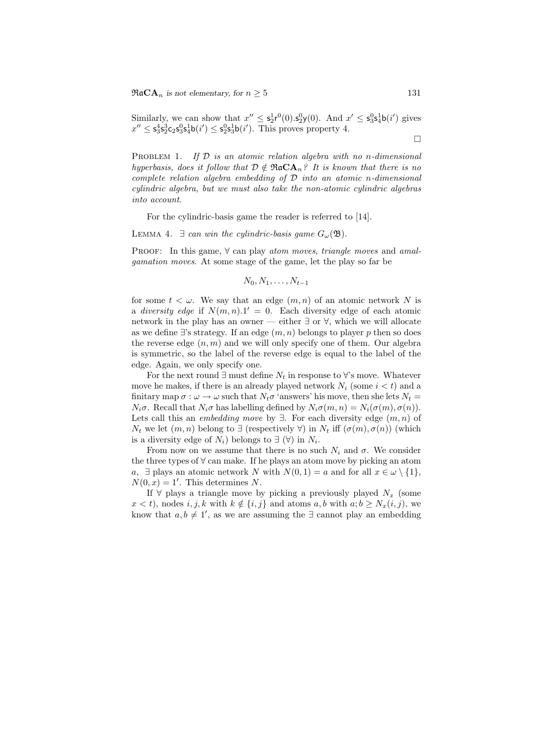Similarly, we can show that $x'' \leq \mathsf{s}_2^1\mathsf{r}^0(0).\mathsf{s}_2^0\mathsf{y}(0)$. And $x' \leq \mathsf{s}_3^0\mathsf{s}_4^1\mathsf{b}(i')$ gives $x'' \leq \mathsf{s}_3^4\mathsf{s}_2^3\mathsf{c}_2\mathsf{s}_3^0\mathsf{s}_4^1\mathsf{b}(i') \leq \mathsf{s}_2^0\mathsf{s}_3^1\mathsf{b}(i')$. This proves property 4.

$\square$

Problem 1. *If $\mathcal{D}$ is an atomic relation algebra with no $n$-dimensional hyperbasis, does it follow that $\mathcal{D} \notin \mathfrak{Ra}\mathbf{CA}_n$? It is known that there is no complete relation algebra embedding of $\mathcal{D}$ into an atomic $n$-dimensional cylindric algebra, but we must also take the non-atomic cylindric algebras into account.*

For the cylindric-basis game the reader is referred to [14].

Lemma 4. *$\exists$ can win the cylindric-basis game $G_\omega(\mathfrak{B})$.*

Proof: In this game, $\forall$ can play *atom moves*, *triangle moves* and *amalgamation moves*. At some stage of the game, let the play so far be

$$N_0, N_1, \ldots, N_{t-1}$$

for some $t < \omega$. We say that an edge $(m, n)$ of an atomic network $N$ is a *diversity edge* if $N(m, n).1' = 0$. Each diversity edge of each atomic network in the play has an owner — either $\exists$ or $\forall$, which we will allocate as we define $\exists$'s strategy. If an edge $(m, n)$ belongs to player $p$ then so does the reverse edge $(n, m)$ and we will only specify one of them. Our algebra is symmetric, so the label of the reverse edge is equal to the label of the edge. Again, we only specify one.

For the next round $\exists$ must define $N_t$ in response to $\forall$'s move. Whatever move he makes, if there is an already played network $N_i$ (some $i < t$) and a finitary map $\sigma : \omega \to \omega$ such that $N_i\sigma$ 'answers' his move, then she lets $N_t = N_i\sigma$. Recall that $N_i\sigma$ has labelling defined by $N_i\sigma(m, n) = N_i(\sigma(m), \sigma(n))$. Lets call this an *embedding move* by $\exists$. For each diversity edge $(m, n)$ of $N_t$ we let $(m, n)$ belong to $\exists$ (respectively $\forall$) in $N_t$ iff $(\sigma(m), \sigma(n))$ (which is a diversity edge of $N_i$) belongs to $\exists$ ($\forall$) in $N_i$.

From now on we assume that there is no such $N_i$ and $\sigma$. We consider the three types of $\forall$ can make. If he plays an atom move by picking an atom $a$, $\exists$ plays an atomic network $N$ with $N(0, 1) = a$ and for all $x \in \omega \setminus \{1\}$, $N(0, x) = 1'$. This determines $N$.

If $\forall$ plays a triangle move by picking a previously played $N_x$ (some $x < t$), nodes $i, j, k$ with $k \notin \{i, j\}$ and atoms $a, b$ with $a; b \geq N_x(i, j)$, we know that $a, b \neq 1'$, as we are assuming the $\exists$ cannot play an embedding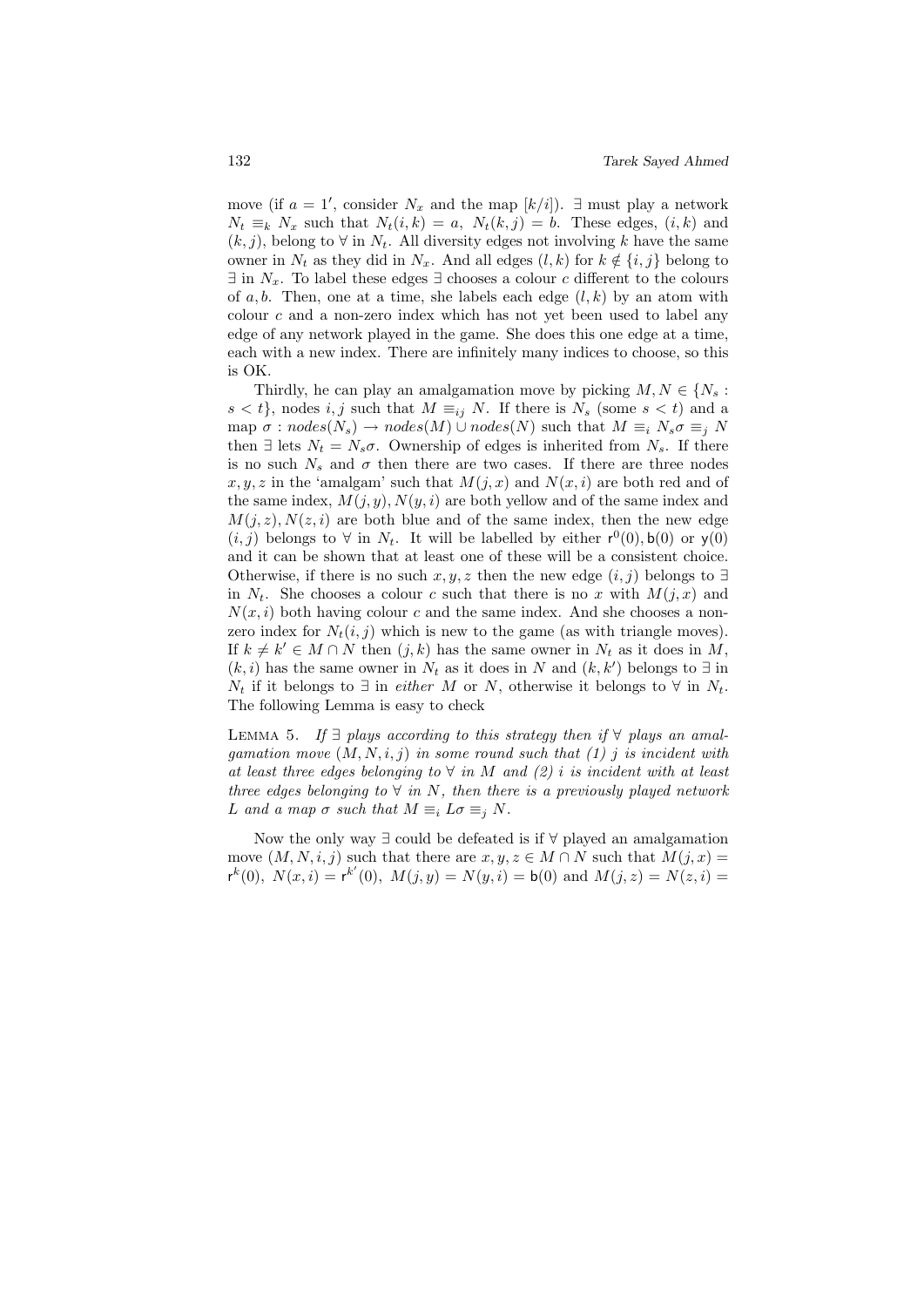move (if $a = 1'$, consider $N_x$ and the map $[k/i]$). $\exists$ must play a network $N_t \equiv_k N_x$ such that $N_t(i,k) = a,\ N_t(k,j) = b$. These edges, $(i,k)$ and $(k,j)$, belong to $\forall$ in $N_t$. All diversity edges not involving $k$ have the same owner in $N_t$ as they did in $N_x$. And all edges $(l,k)$ for $k \notin \{i,j\}$ belong to $\exists$ in $N_x$. To label these edges $\exists$ chooses a colour $c$ different to the colours of $a, b$. Then, one at a time, she labels each edge $(l,k)$ by an atom with colour $c$ and a non-zero index which has not yet been used to label any edge of any network played in the game. She does this one edge at a time, each with a new index. There are infinitely many indices to choose, so this is OK.

Thirdly, he can play an amalgamation move by picking $M, N \in \{N_s : s < t\}$, nodes $i, j$ such that $M \equiv_{ij} N$. If there is $N_s$ (some $s < t$) and a map $\sigma : nodes(N_s) \to nodes(M) \cup nodes(N)$ such that $M \equiv_i N_s\sigma \equiv_j N$ then $\exists$ lets $N_t = N_s\sigma$. Ownership of edges is inherited from $N_s$. If there is no such $N_s$ and $\sigma$ then there are two cases. If there are three nodes $x, y, z$ in the 'amalgam' such that $M(j,x)$ and $N(x,i)$ are both red and of the same index, $M(j,y), N(y,i)$ are both yellow and of the same index and $M(j,z), N(z,i)$ are both blue and of the same index, then the new edge $(i,j)$ belongs to $\forall$ in $N_t$. It will be labelled by either $\mathsf{r}^0(0), \mathsf{b}(0)$ or $\mathsf{y}(0)$ and it can be shown that at least one of these will be a consistent choice. Otherwise, if there is no such $x, y, z$ then the new edge $(i,j)$ belongs to $\exists$ in $N_t$. She chooses a colour $c$ such that there is no $x$ with $M(j,x)$ and $N(x,i)$ both having colour $c$ and the same index. And she chooses a non-zero index for $N_t(i,j)$ which is new to the game (as with triangle moves). If $k \neq k' \in M \cap N$ then $(j,k)$ has the same owner in $N_t$ as it does in $M$, $(k,i)$ has the same owner in $N_t$ as it does in $N$ and $(k,k')$ belongs to $\exists$ in $N_t$ if it belongs to $\exists$ in *either* $M$ or $N$, otherwise it belongs to $\forall$ in $N_t$. The following Lemma is easy to check

Lemma 5. *If $\exists$ plays according to this strategy then if $\forall$ plays an amalgamation move $(M,N,i,j)$ in some round such that (1) $j$ is incident with at least three edges belonging to $\forall$ in $M$ and (2) $i$ is incident with at least three edges belonging to $\forall$ in $N$, then there is a previously played network $L$ and a map $\sigma$ such that $M \equiv_i L\sigma \equiv_j N$.*

Now the only way $\exists$ could be defeated is if $\forall$ played an amalgamation move $(M,N,i,j)$ such that there are $x, y, z \in M \cap N$ such that $M(j,x) = \mathsf{r}^k(0),\ N(x,i) = \mathsf{r}^{k'}(0),\ M(j,y) = N(y,i) = \mathsf{b}(0)$ and $M(j,z) = N(z,i) =$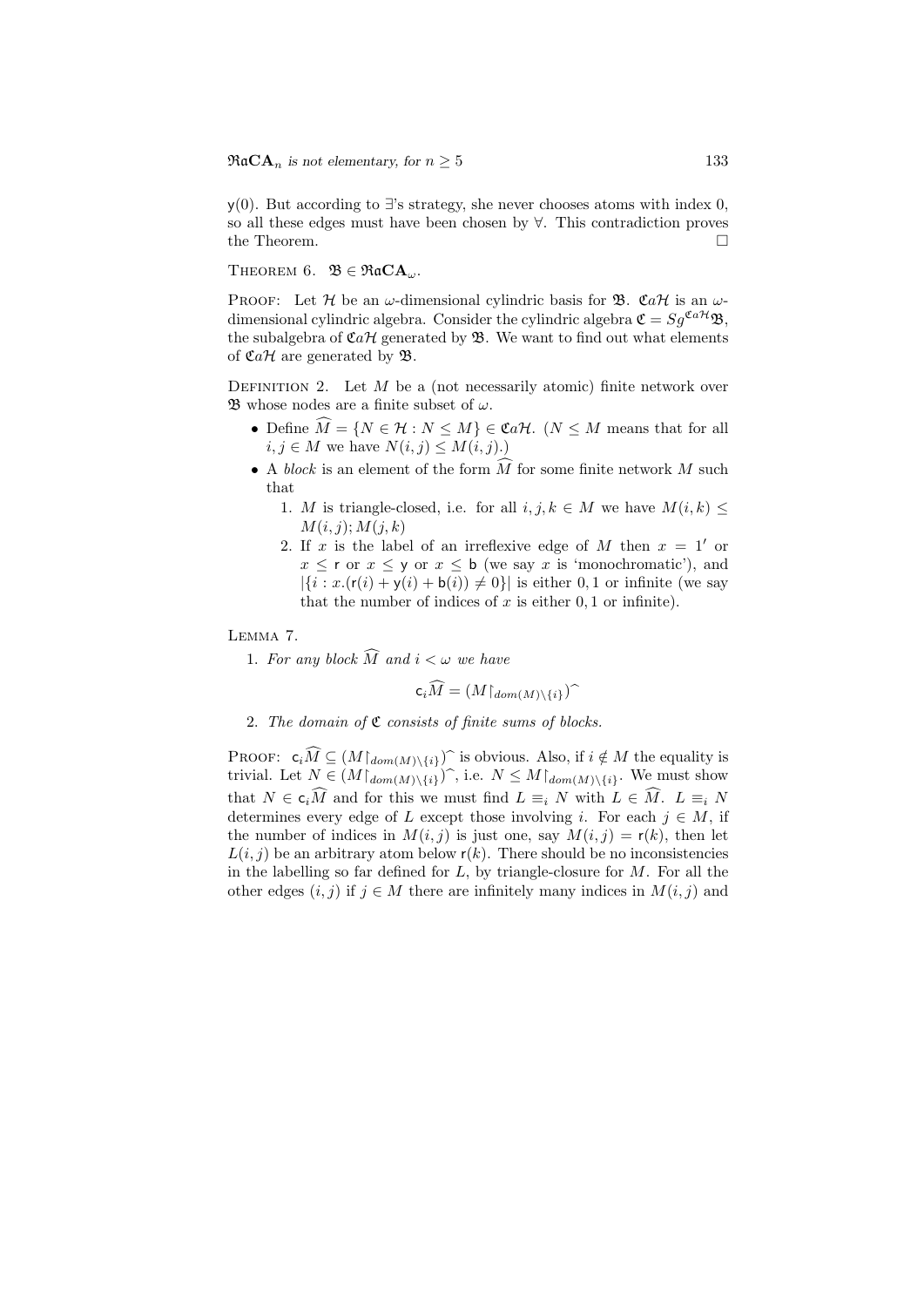$\mathsf{y}(0)$. But according to $\exists$'s strategy, she never chooses atoms with index 0, so all these edges must have been chosen by $\forall$. This contradiction proves the Theorem. $\square$

THEOREM 6. $\mathfrak{B} \in \mathfrak{RaCA}_\omega$.

PROOF: Let $\mathcal{H}$ be an $\omega$-dimensional cylindric basis for $\mathfrak{B}$. $\mathfrak{Ca}\mathcal{H}$ is an $\omega$-dimensional cylindric algebra. Consider the cylindric algebra $\mathfrak{C} = Sg^{\mathfrak{Ca}\mathcal{H}}\mathfrak{B}$, the subalgebra of $\mathfrak{Ca}\mathcal{H}$ generated by $\mathfrak{B}$. We want to find out what elements of $\mathfrak{Ca}\mathcal{H}$ are generated by $\mathfrak{B}$.

DEFINITION 2. Let $M$ be a (not necessarily atomic) finite network over $\mathfrak{B}$ whose nodes are a finite subset of $\omega$.

- Define $\widehat{M} = \{N \in \mathcal{H} : N \leq M\} \in \mathfrak{Ca}\mathcal{H}$. ($N \leq M$ means that for all $i, j \in M$ we have $N(i,j) \leq M(i,j)$.)
- A *block* is an element of the form $\widehat{M}$ for some finite network $M$ such that
  1. $M$ is triangle-closed, i.e. for all $i, j, k \in M$ we have $M(i,k) \leq M(i,j); M(j,k)$
  2. If $x$ is the label of an irreflexive edge of $M$ then $x = 1'$ or $x \leq \mathsf{r}$ or $x \leq \mathsf{y}$ or $x \leq \mathsf{b}$ (we say $x$ is 'monochromatic'), and $|\{i : x.(\mathsf{r}(i) + \mathsf{y}(i) + \mathsf{b}(i)) \neq 0\}|$ is either $0, 1$ or infinite (we say that the number of indices of $x$ is either $0, 1$ or infinite).

LEMMA 7.

1. *For any block $\widehat{M}$ and $i < \omega$ we have*
$$\mathsf{c}_i\widehat{M} = (M{\restriction}_{dom(M)\setminus\{i\}})^\frown$$
2. *The domain of $\mathfrak{C}$ consists of finite sums of blocks.*

PROOF: $\mathsf{c}_i\widehat{M} \subseteq (M{\restriction}_{dom(M)\setminus\{i\}})^\frown$ is obvious. Also, if $i \notin M$ the equality is trivial. Let $N \in (M{\restriction}_{dom(M)\setminus\{i\}})^\frown$, i.e. $N \leq M{\restriction}_{dom(M)\setminus\{i\}}$. We must show that $N \in \mathsf{c}_i\widehat{M}$ and for this we must find $L \equiv_i N$ with $L \in \widehat{M}$. $L \equiv_i N$ determines every edge of $L$ except those involving $i$. For each $j \in M$, if the number of indices in $M(i,j)$ is just one, say $M(i,j) = \mathsf{r}(k)$, then let $L(i,j)$ be an arbitrary atom below $\mathsf{r}(k)$. There should be no inconsistencies in the labelling so far defined for $L$, by triangle-closure for $M$. For all the other edges $(i,j)$ if $j \in M$ there are infinitely many indices in $M(i,j)$ and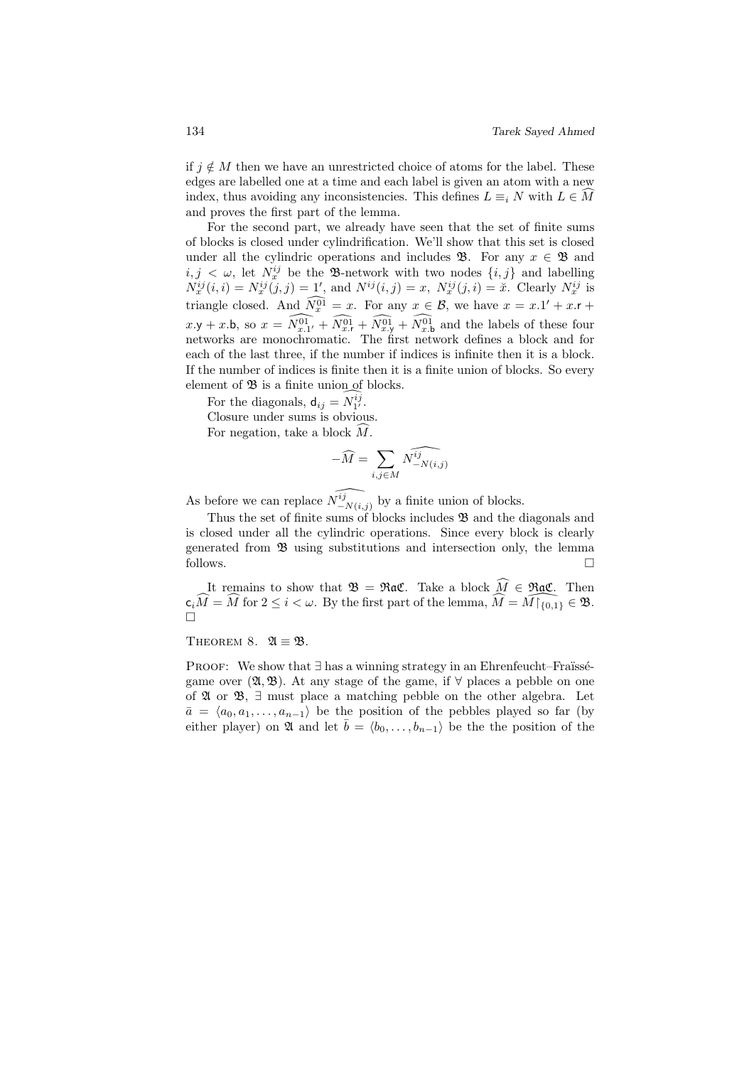if $j \notin M$ then we have an unrestricted choice of atoms for the label. These edges are labelled one at a time and each label is given an atom with a new index, thus avoiding any inconsistencies. This defines $L \equiv_i N$ with $L \in \widehat{M}$ and proves the first part of the lemma.

For the second part, we already have seen that the set of finite sums of blocks is closed under cylindrification. We'll show that this set is closed under all the cylindric operations and includes $\mathfrak{B}$. For any $x \in \mathfrak{B}$ and $i, j < \omega$, let $N_x^{ij}$ be the $\mathfrak{B}$-network with two nodes $\{i, j\}$ and labelling $N_x^{ij}(i,i) = N_x^{ij}(j,j) = 1'$, and $N^{ij}(i,j) = x$, $N_x^{ij}(j,i) = \breve{x}$. Clearly $N_x^{ij}$ is triangle closed. And $\widehat{N_x^{01}} = x$. For any $x \in \mathcal{B}$, we have $x = x.1' + x.\mathsf{r} + x.\mathsf{y} + x.\mathsf{b}$, so $x = \widehat{N_{x.1'}^{01}} + \widehat{N_{x.\mathsf{r}}^{01}} + \widehat{N_{x.\mathsf{y}}^{01}} + \widehat{N_{x.\mathsf{b}}^{01}}$ and the labels of these four networks are monochromatic. The first network defines a block and for each of the last three, if the number if indices is infinite then it is a block. If the number of indices is finite then it is a finite union of blocks. So every element of $\mathfrak{B}$ is a finite union of blocks.

For the diagonals, $\mathsf{d}_{ij} = \widehat{N_{1'}^{ij}}$.

Closure under sums is obvious.

For negation, take a block $\widehat{M}$.

$$-\widehat{M} = \sum_{i,j \in M} \widehat{N_{-N(i,j)}^{ij}}$$

As before we can replace $\widehat{N_{-N(i,j)}^{ij}}$ by a finite union of blocks.

Thus the set of finite sums of blocks includes $\mathfrak{B}$ and the diagonals and is closed under all the cylindric operations. Since every block is clearly generated from $\mathfrak{B}$ using substitutions and intersection only, the lemma follows. $\square$

It remains to show that $\mathfrak{B} = \mathfrak{Ra}\mathfrak{C}$. Take a block $\widehat{M} \in \mathfrak{Ra}\mathfrak{C}$. Then $\mathsf{c}_i\widehat{M} = \widehat{M}$ for $2 \leq i < \omega$. By the first part of the lemma, $\widehat{M} = \widehat{M\restriction_{\{0,1\}}} \in \mathfrak{B}$. $\square$

**Theorem 8.** $\mathfrak{A} \equiv \mathfrak{B}$.

**Proof:** We show that $\exists$ has a winning strategy in an Ehrenfeucht–Fraïssé-game over $(\mathfrak{A}, \mathfrak{B})$. At any stage of the game, if $\forall$ places a pebble on one of $\mathfrak{A}$ or $\mathfrak{B}$, $\exists$ must place a matching pebble on the other algebra. Let $\bar{a} = \langle a_0, a_1, \ldots, a_{n-1}\rangle$ be the position of the pebbles played so far (by either player) on $\mathfrak{A}$ and let $\bar{b} = \langle b_0, \ldots, b_{n-1}\rangle$ be the the position of the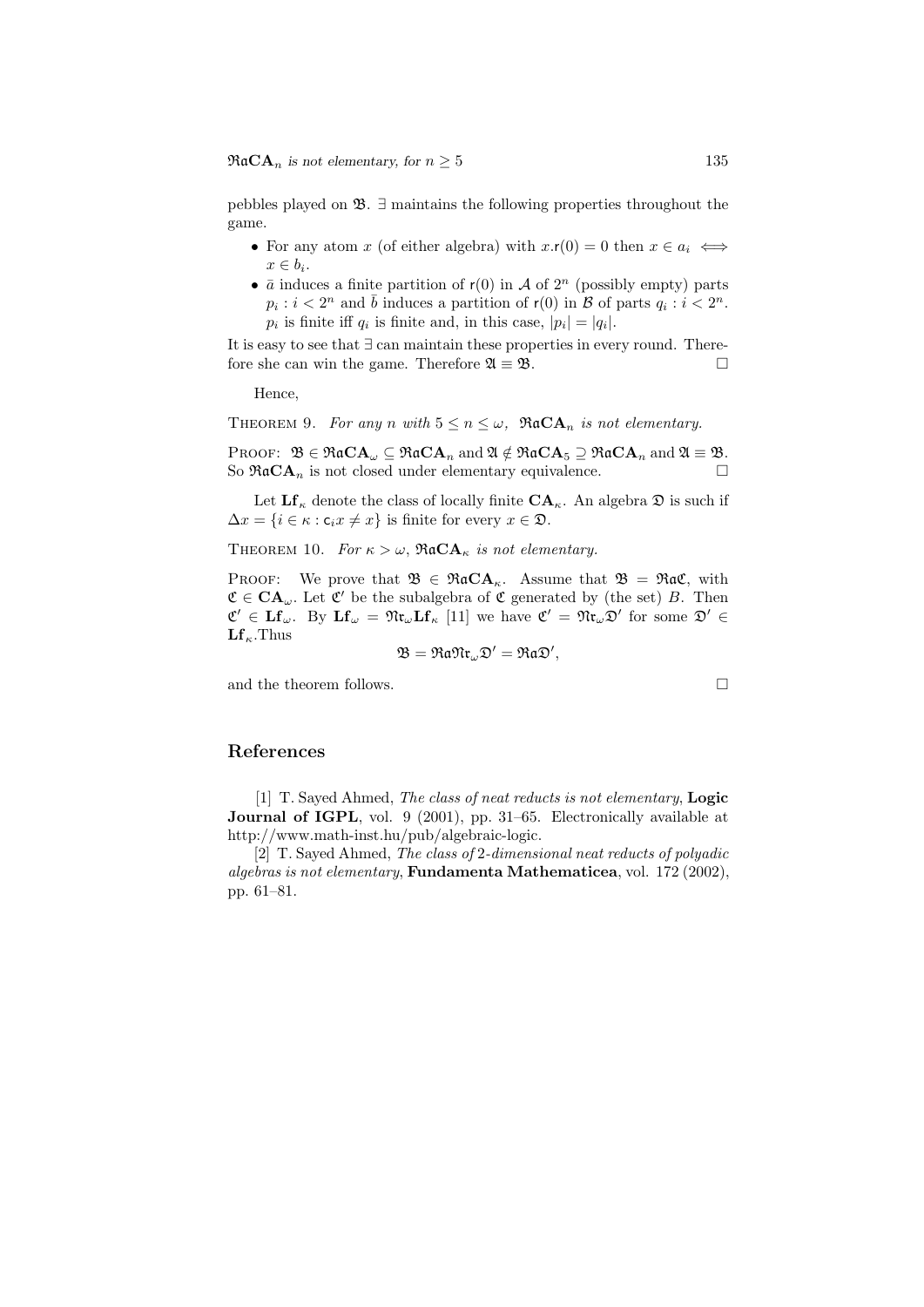pebbles played on $\mathfrak{B}$. $\exists$ maintains the following properties throughout the game.

- For any atom $x$ (of either algebra) with $x.\mathsf{r}(0) = 0$ then $x \in a_i \iff x \in b_i$.
- $\bar{a}$ induces a finite partition of $\mathsf{r}(0)$ in $\mathcal{A}$ of $2^n$ (possibly empty) parts $p_i : i < 2^n$ and $\bar{b}$ induces a partition of $\mathsf{r}(0)$ in $\mathcal{B}$ of parts $q_i : i < 2^n$. $p_i$ is finite iff $q_i$ is finite and, in this case, $|p_i| = |q_i|$.

It is easy to see that $\exists$ can maintain these properties in every round. Therefore she can win the game. Therefore $\mathfrak{A} \equiv \mathfrak{B}$. □

Hence,

THEOREM 9. *For any $n$ with $5 \leq n \leq \omega$, $\mathfrak{Ra}\mathbf{CA}_n$ is not elementary.*

PROOF: $\mathfrak{B} \in \mathfrak{Ra}\mathbf{CA}_\omega \subseteq \mathfrak{Ra}\mathbf{CA}_n$ and $\mathfrak{A} \notin \mathfrak{Ra}\mathbf{CA}_5 \supseteq \mathfrak{Ra}\mathbf{CA}_n$ and $\mathfrak{A} \equiv \mathfrak{B}$. So $\mathfrak{Ra}\mathbf{CA}_n$ is not closed under elementary equivalence. □

Let $\mathbf{Lf}_\kappa$ denote the class of locally finite $\mathbf{CA}_\kappa$. An algebra $\mathfrak{D}$ is such if $\Delta x = \{i \in \kappa : \mathsf{c}_i x \neq x\}$ is finite for every $x \in \mathfrak{D}$.

THEOREM 10. *For $\kappa > \omega$, $\mathfrak{Ra}\mathbf{CA}_\kappa$ is not elementary.*

PROOF: We prove that $\mathfrak{B} \in \mathfrak{Ra}\mathbf{CA}_\kappa$. Assume that $\mathfrak{B} = \mathfrak{Ra}\mathfrak{C}$, with $\mathfrak{C} \in \mathbf{CA}_\omega$. Let $\mathfrak{C}'$ be the subalgebra of $\mathfrak{C}$ generated by (the set) $B$. Then $\mathfrak{C}' \in \mathbf{Lf}_\omega$. By $\mathbf{Lf}_\omega = \mathfrak{Nr}_\omega \mathbf{Lf}_\kappa$ [11] we have $\mathfrak{C}' = \mathfrak{Nr}_\omega \mathfrak{D}'$ for some $\mathfrak{D}' \in \mathbf{Lf}_\kappa$.Thus

$$\mathfrak{B} = \mathfrak{Ra}\mathfrak{Nr}_\omega \mathfrak{D}' = \mathfrak{Ra}\mathfrak{D}',$$

and the theorem follows. □

## References

[1] T. Sayed Ahmed, *The class of neat reducts is not elementary*, **Logic Journal of IGPL**, vol. 9 (2001), pp. 31–65. Electronically available at http://www.math-inst.hu/pub/algebraic-logic.

[2] T. Sayed Ahmed, *The class of* 2*-dimensional neat reducts of polyadic algebras is not elementary*, **Fundamenta Mathematicea**, vol. 172 (2002), pp. 61–81.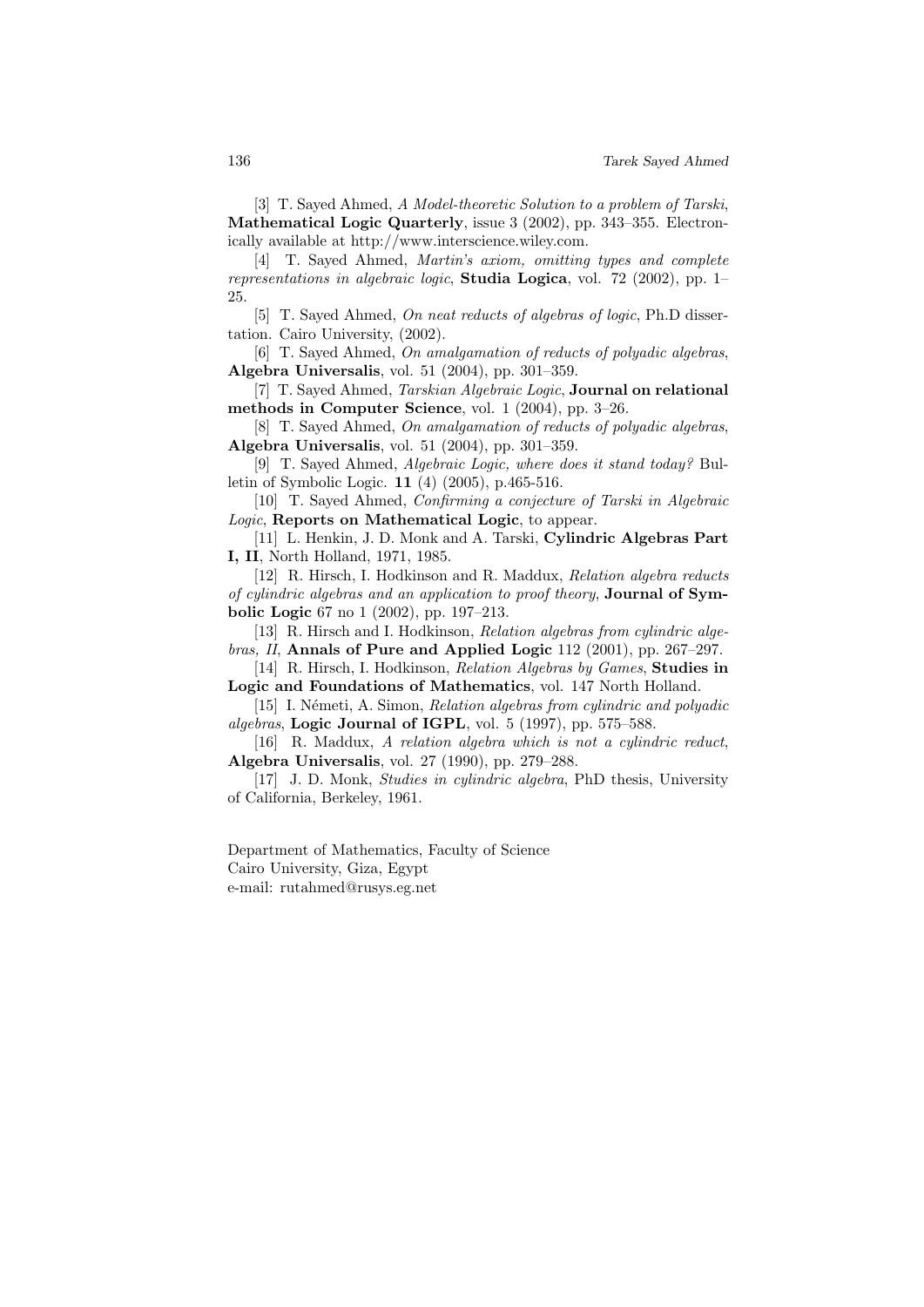[3] T. Sayed Ahmed, *A Model-theoretic Solution to a problem of Tarski*, **Mathematical Logic Quarterly**, issue 3 (2002), pp. 343–355. Electronically available at http://www.interscience.wiley.com.

[4] T. Sayed Ahmed, *Martin's axiom, omitting types and complete representations in algebraic logic*, **Studia Logica**, vol. 72 (2002), pp. 1–25.

[5] T. Sayed Ahmed, *On neat reducts of algebras of logic*, Ph.D dissertation. Cairo University, (2002).

[6] T. Sayed Ahmed, *On amalgamation of reducts of polyadic algebras*, **Algebra Universalis**, vol. 51 (2004), pp. 301–359.

[7] T. Sayed Ahmed, *Tarskian Algebraic Logic*, **Journal on relational methods in Computer Science**, vol. 1 (2004), pp. 3–26.

[8] T. Sayed Ahmed, *On amalgamation of reducts of polyadic algebras*, **Algebra Universalis**, vol. 51 (2004), pp. 301–359.

[9] T. Sayed Ahmed, *Algebraic Logic, where does it stand today?* Bulletin of Symbolic Logic. **11** (4) (2005), p.465-516.

[10] T. Sayed Ahmed, *Confirming a conjecture of Tarski in Algebraic Logic*, **Reports on Mathematical Logic**, to appear.

[11] L. Henkin, J. D. Monk and A. Tarski, **Cylindric Algebras Part I, II**, North Holland, 1971, 1985.

[12] R. Hirsch, I. Hodkinson and R. Maddux, *Relation algebra reducts of cylindric algebras and an application to proof theory*, **Journal of Symbolic Logic** 67 no 1 (2002), pp. 197–213.

[13] R. Hirsch and I. Hodkinson, *Relation algebras from cylindric algebras, II*, **Annals of Pure and Applied Logic** 112 (2001), pp. 267–297.

[14] R. Hirsch, I. Hodkinson, *Relation Algebras by Games*, **Studies in Logic and Foundations of Mathematics**, vol. 147 North Holland.

[15] I. Németi, A. Simon, *Relation algebras from cylindric and polyadic algebras*, **Logic Journal of IGPL**, vol. 5 (1997), pp. 575–588.

[16] R. Maddux, *A relation algebra which is not a cylindric reduct*, **Algebra Universalis**, vol. 27 (1990), pp. 279–288.

[17] J. D. Monk, *Studies in cylindric algebra*, PhD thesis, University of California, Berkeley, 1961.

Department of Mathematics, Faculty of Science
Cairo University, Giza, Egypt
e-mail: rutahmed@rusys.eg.net